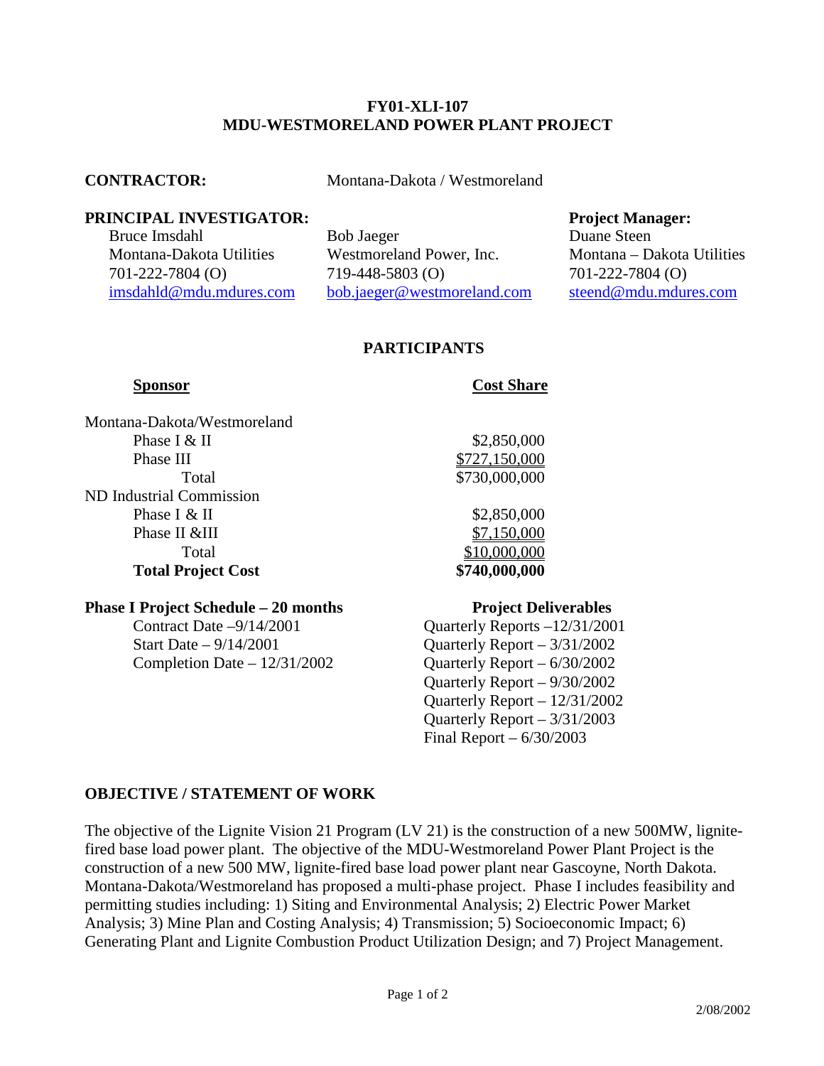# FY01-XLI-107
# MDU-WESTMORELAND POWER PLANT PROJECT

**CONTRACTOR:** Montana-Dakota / Westmoreland

**PRINCIPAL INVESTIGATOR:**

Bruce Imsdahl
Montana-Dakota Utilities
701-222-7804 (O)
imsdahld@mdu.mdures.com

Bob Jaeger
Westmoreland Power, Inc.
719-448-5803 (O)
bob.jaeger@westmoreland.com

**Project Manager:**

Duane Steen
Montana – Dakota Utilities
701-222-7804 (O)
steend@mdu.mdures.com

## PARTICIPANTS

| Sponsor | Cost Share |
|---|---|
| Montana-Dakota/Westmoreland | |
| Phase I & II | $2,850,000 |
| Phase III | $727,150,000 |
| Total | $730,000,000 |
| ND Industrial Commission | |
| Phase I & II | $2,850,000 |
| Phase II &III | $7,150,000 |
| Total | $10,000,000 |
| **Total Project Cost** | **$740,000,000** |

**Phase I Project Schedule – 20 months**

Contract Date –9/14/2001
Start Date – 9/14/2001
Completion Date – 12/31/2002

**Project Deliverables**

Quarterly Reports –12/31/2001
Quarterly Report – 3/31/2002
Quarterly Report – 6/30/2002
Quarterly Report – 9/30/2002
Quarterly Report – 12/31/2002
Quarterly Report – 3/31/2003
Final Report – 6/30/2003

## OBJECTIVE / STATEMENT OF WORK

The objective of the Lignite Vision 21 Program (LV 21) is the construction of a new 500MW, lignite-fired base load power plant. The objective of the MDU-Westmoreland Power Plant Project is the construction of a new 500 MW, lignite-fired base load power plant near Gascoyne, North Dakota. Montana-Dakota/Westmoreland has proposed a multi-phase project. Phase I includes feasibility and permitting studies including: 1) Siting and Environmental Analysis; 2) Electric Power Market Analysis; 3) Mine Plan and Costing Analysis; 4) Transmission; 5) Socioeconomic Impact; 6) Generating Plant and Lignite Combustion Product Utilization Design; and 7) Project Management.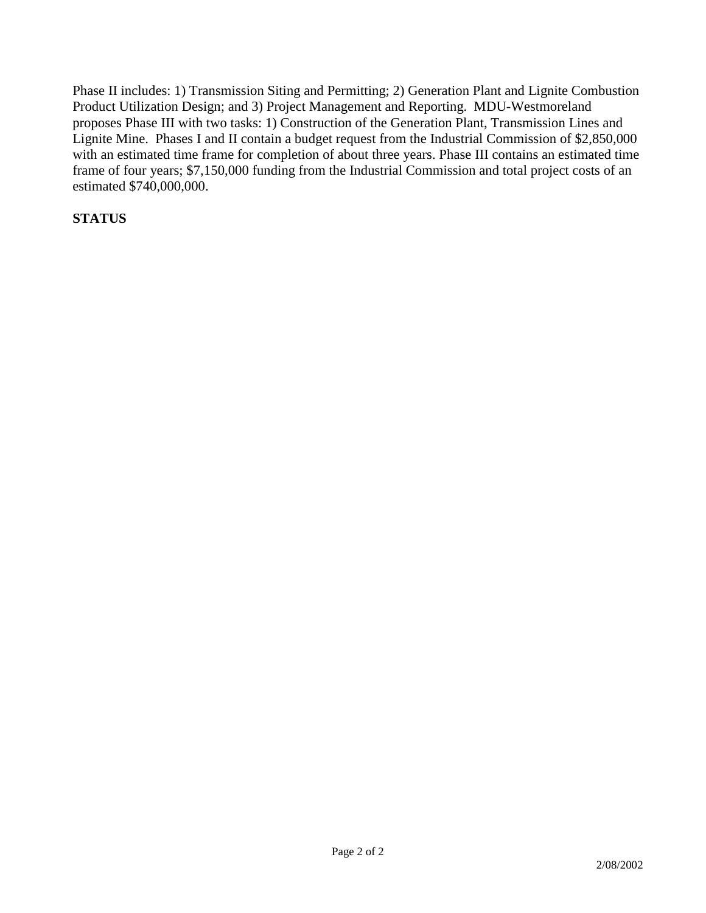Phase II includes: 1) Transmission Siting and Permitting; 2) Generation Plant and Lignite Combustion Product Utilization Design; and 3) Project Management and Reporting. MDU-Westmoreland proposes Phase III with two tasks: 1) Construction of the Generation Plant, Transmission Lines and Lignite Mine. Phases I and II contain a budget request from the Industrial Commission of $2,850,000 with an estimated time frame for completion of about three years. Phase III contains an estimated time frame of four years; $7,150,000 funding from the Industrial Commission and total project costs of an estimated $740,000,000.

**STATUS**